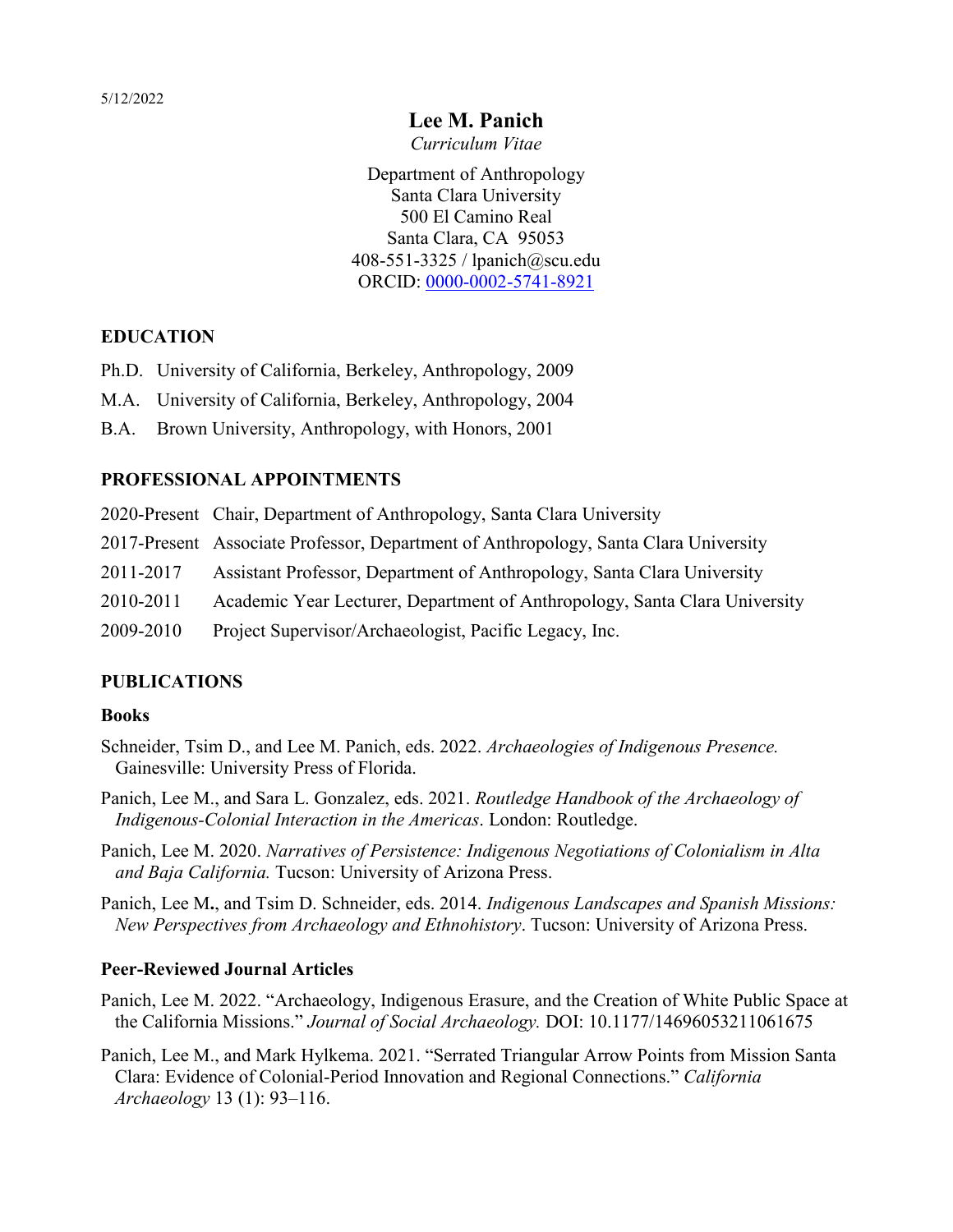5/12/2022

# Lee M. Panich

*Curriculum Vitae*

Department of Anthropology
Santa Clara University
500 El Camino Real
Santa Clara, CA 95053
408-551-3325 / lpanich@scu.edu
ORCID: [0000-0002-5741-8921](https://orcid.org/0000-0002-5741-8921)

## EDUCATION

Ph.D. University of California, Berkeley, Anthropology, 2009

M.A. University of California, Berkeley, Anthropology, 2004

B.A. Brown University, Anthropology, with Honors, 2001

## PROFESSIONAL APPOINTMENTS

2020-Present Chair, Department of Anthropology, Santa Clara University

2017-Present Associate Professor, Department of Anthropology, Santa Clara University

2011-2017 Assistant Professor, Department of Anthropology, Santa Clara University

2010-2011 Academic Year Lecturer, Department of Anthropology, Santa Clara University

2009-2010 Project Supervisor/Archaeologist, Pacific Legacy, Inc.

## PUBLICATIONS

### Books

Schneider, Tsim D., and Lee M. Panich, eds. 2022. *Archaeologies of Indigenous Presence.* Gainesville: University Press of Florida.

Panich, Lee M., and Sara L. Gonzalez, eds. 2021. *Routledge Handbook of the Archaeology of Indigenous-Colonial Interaction in the Americas*. London: Routledge.

Panich, Lee M. 2020. *Narratives of Persistence: Indigenous Negotiations of Colonialism in Alta and Baja California.* Tucson: University of Arizona Press.

Panich, Lee M**.**, and Tsim D. Schneider, eds. 2014. *Indigenous Landscapes and Spanish Missions: New Perspectives from Archaeology and Ethnohistory*. Tucson: University of Arizona Press.

### Peer-Reviewed Journal Articles

Panich, Lee M. 2022. "Archaeology, Indigenous Erasure, and the Creation of White Public Space at the California Missions." *Journal of Social Archaeology.* DOI: 10.1177/14696053211061675

Panich, Lee M., and Mark Hylkema. 2021. "Serrated Triangular Arrow Points from Mission Santa Clara: Evidence of Colonial-Period Innovation and Regional Connections." *California Archaeology* 13 (1): 93–116.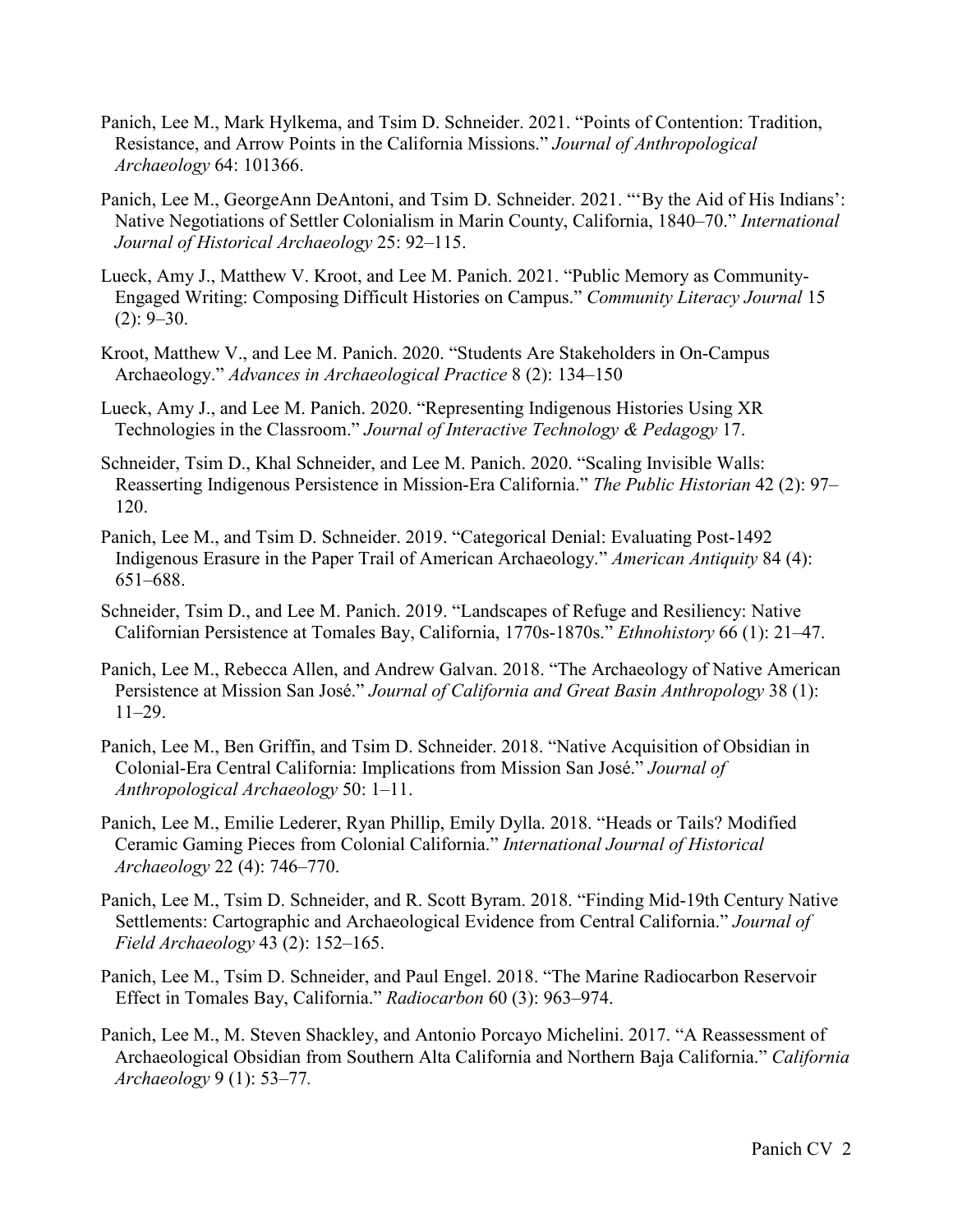Panich, Lee M., Mark Hylkema, and Tsim D. Schneider. 2021. "Points of Contention: Tradition, Resistance, and Arrow Points in the California Missions." *Journal of Anthropological Archaeology* 64: 101366.

Panich, Lee M., GeorgeAnn DeAntoni, and Tsim D. Schneider. 2021. "'By the Aid of His Indians': Native Negotiations of Settler Colonialism in Marin County, California, 1840–70." *International Journal of Historical Archaeology* 25: 92–115.

Lueck, Amy J., Matthew V. Kroot, and Lee M. Panich. 2021. "Public Memory as Community-Engaged Writing: Composing Difficult Histories on Campus." *Community Literacy Journal* 15 (2): 9–30.

Kroot, Matthew V., and Lee M. Panich. 2020. "Students Are Stakeholders in On-Campus Archaeology." *Advances in Archaeological Practice* 8 (2): 134–150

Lueck, Amy J., and Lee M. Panich. 2020. "Representing Indigenous Histories Using XR Technologies in the Classroom." *Journal of Interactive Technology & Pedagogy* 17.

Schneider, Tsim D., Khal Schneider, and Lee M. Panich. 2020. "Scaling Invisible Walls: Reasserting Indigenous Persistence in Mission-Era California." *The Public Historian* 42 (2): 97–120.

Panich, Lee M., and Tsim D. Schneider. 2019. "Categorical Denial: Evaluating Post-1492 Indigenous Erasure in the Paper Trail of American Archaeology." *American Antiquity* 84 (4): 651–688.

Schneider, Tsim D., and Lee M. Panich. 2019. "Landscapes of Refuge and Resiliency: Native Californian Persistence at Tomales Bay, California, 1770s-1870s." *Ethnohistory* 66 (1): 21–47.

Panich, Lee M., Rebecca Allen, and Andrew Galvan. 2018. "The Archaeology of Native American Persistence at Mission San José." *Journal of California and Great Basin Anthropology* 38 (1): 11–29.

Panich, Lee M., Ben Griffin, and Tsim D. Schneider. 2018. "Native Acquisition of Obsidian in Colonial-Era Central California: Implications from Mission San José." *Journal of Anthropological Archaeology* 50: 1–11.

Panich, Lee M., Emilie Lederer, Ryan Phillip, Emily Dylla. 2018. "Heads or Tails? Modified Ceramic Gaming Pieces from Colonial California." *International Journal of Historical Archaeology* 22 (4): 746–770.

Panich, Lee M., Tsim D. Schneider, and R. Scott Byram. 2018. "Finding Mid-19th Century Native Settlements: Cartographic and Archaeological Evidence from Central California." *Journal of Field Archaeology* 43 (2): 152–165.

Panich, Lee M., Tsim D. Schneider, and Paul Engel. 2018. "The Marine Radiocarbon Reservoir Effect in Tomales Bay, California." *Radiocarbon* 60 (3): 963–974.

Panich, Lee M., M. Steven Shackley, and Antonio Porcayo Michelini. 2017. "A Reassessment of Archaeological Obsidian from Southern Alta California and Northern Baja California." *California Archaeology* 9 (1): 53–77.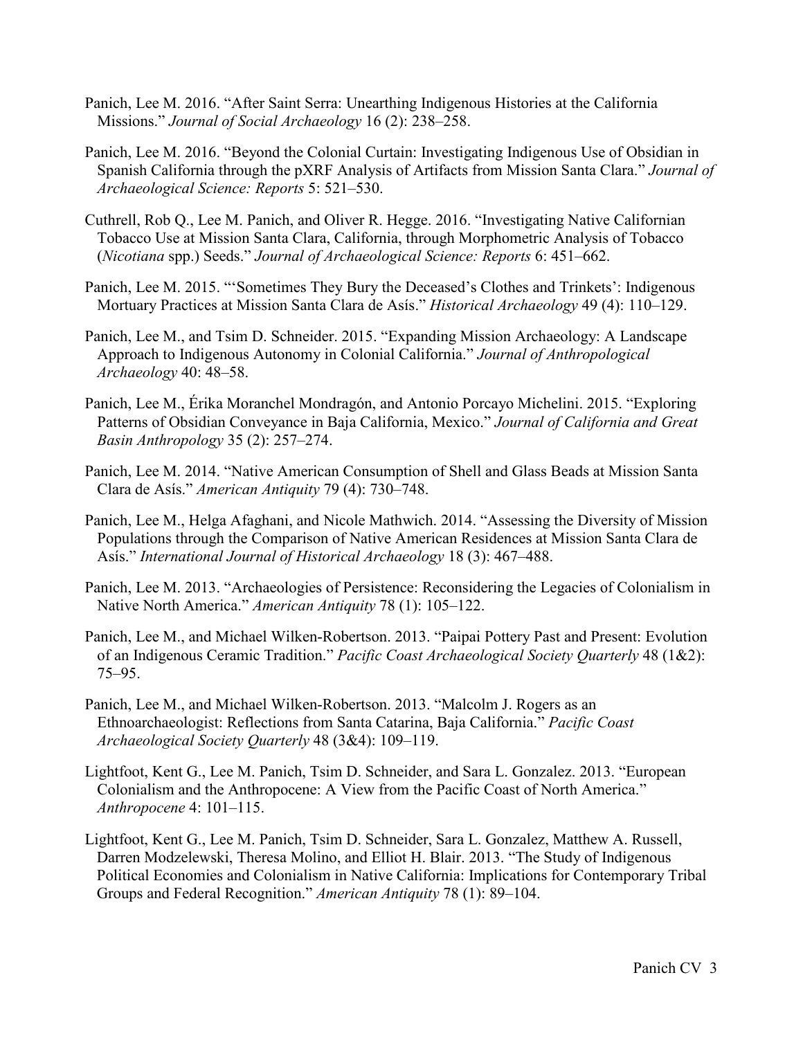Panich, Lee M. 2016. “After Saint Serra: Unearthing Indigenous Histories at the California Missions.” *Journal of Social Archaeology* 16 (2): 238–258.

Panich, Lee M. 2016. “Beyond the Colonial Curtain: Investigating Indigenous Use of Obsidian in Spanish California through the pXRF Analysis of Artifacts from Mission Santa Clara.” *Journal of Archaeological Science: Reports* 5: 521–530.

Cuthrell, Rob Q., Lee M. Panich, and Oliver R. Hegge. 2016. “Investigating Native Californian Tobacco Use at Mission Santa Clara, California, through Morphometric Analysis of Tobacco (*Nicotiana* spp.) Seeds.” *Journal of Archaeological Science: Reports* 6: 451–662.

Panich, Lee M. 2015. “‘Sometimes They Bury the Deceased’s Clothes and Trinkets’: Indigenous Mortuary Practices at Mission Santa Clara de Asís.” *Historical Archaeology* 49 (4): 110–129.

Panich, Lee M., and Tsim D. Schneider. 2015. “Expanding Mission Archaeology: A Landscape Approach to Indigenous Autonomy in Colonial California.” *Journal of Anthropological Archaeology* 40: 48–58.

Panich, Lee M., Érika Moranchel Mondragón, and Antonio Porcayo Michelini. 2015. “Exploring Patterns of Obsidian Conveyance in Baja California, Mexico.” *Journal of California and Great Basin Anthropology* 35 (2): 257–274.

Panich, Lee M. 2014. “Native American Consumption of Shell and Glass Beads at Mission Santa Clara de Asís.” *American Antiquity* 79 (4): 730–748.

Panich, Lee M., Helga Afaghani, and Nicole Mathwich. 2014. “Assessing the Diversity of Mission Populations through the Comparison of Native American Residences at Mission Santa Clara de Asís.” *International Journal of Historical Archaeology* 18 (3): 467–488.

Panich, Lee M. 2013. “Archaeologies of Persistence: Reconsidering the Legacies of Colonialism in Native North America.” *American Antiquity* 78 (1): 105–122.

Panich, Lee M., and Michael Wilken-Robertson. 2013. “Paipai Pottery Past and Present: Evolution of an Indigenous Ceramic Tradition.” *Pacific Coast Archaeological Society Quarterly* 48 (1&2): 75–95.

Panich, Lee M., and Michael Wilken-Robertson. 2013. “Malcolm J. Rogers as an Ethnoarchaeologist: Reflections from Santa Catarina, Baja California.” *Pacific Coast Archaeological Society Quarterly* 48 (3&4): 109–119.

Lightfoot, Kent G., Lee M. Panich, Tsim D. Schneider, and Sara L. Gonzalez. 2013. “European Colonialism and the Anthropocene: A View from the Pacific Coast of North America.” *Anthropocene* 4: 101–115.

Lightfoot, Kent G., Lee M. Panich, Tsim D. Schneider, Sara L. Gonzalez, Matthew A. Russell, Darren Modzelewski, Theresa Molino, and Elliot H. Blair. 2013. “The Study of Indigenous Political Economies and Colonialism in Native California: Implications for Contemporary Tribal Groups and Federal Recognition.” *American Antiquity* 78 (1): 89–104.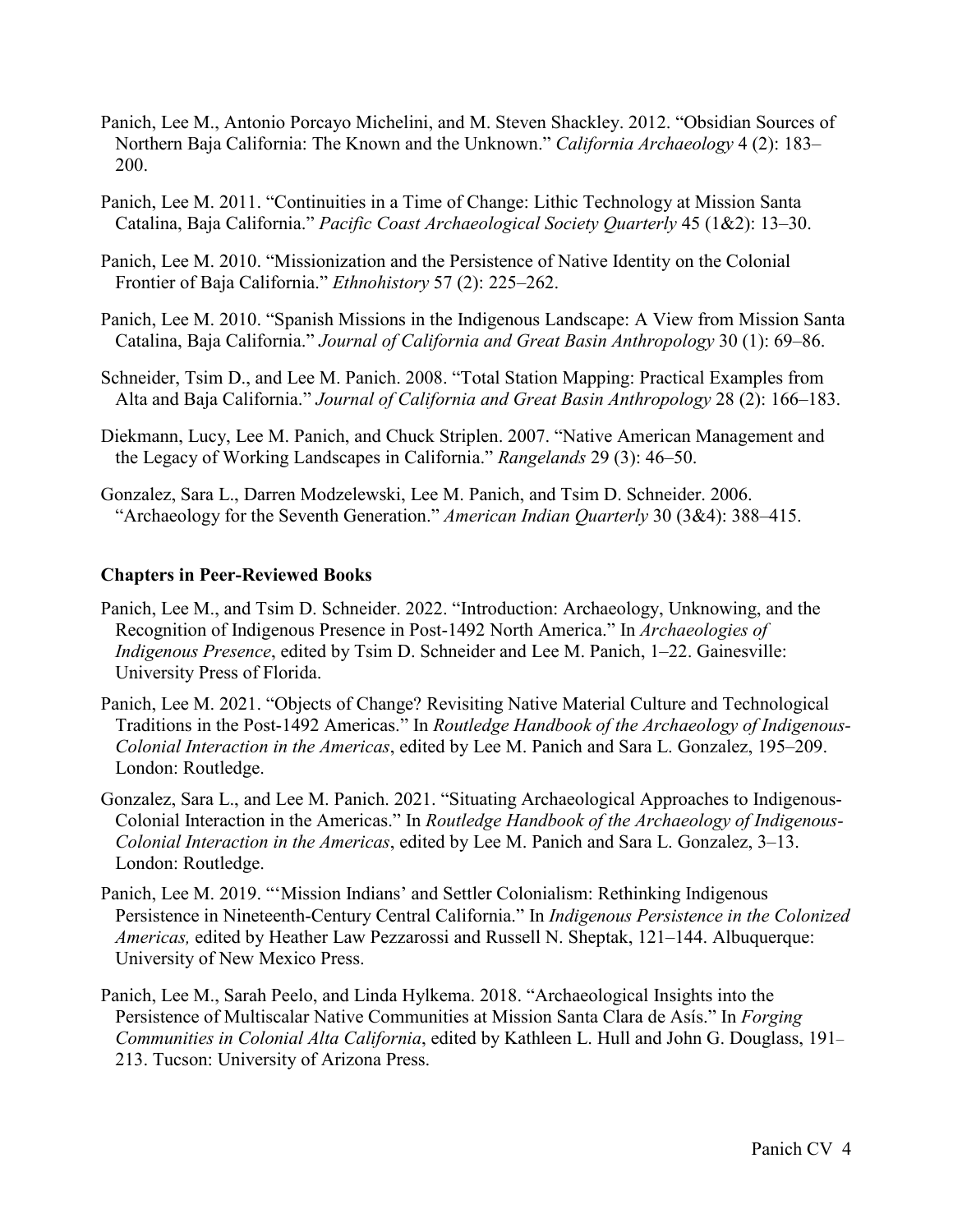Panich, Lee M., Antonio Porcayo Michelini, and M. Steven Shackley. 2012. "Obsidian Sources of Northern Baja California: The Known and the Unknown." *California Archaeology* 4 (2): 183–200.

Panich, Lee M. 2011. "Continuities in a Time of Change: Lithic Technology at Mission Santa Catalina, Baja California." *Pacific Coast Archaeological Society Quarterly* 45 (1&2): 13–30.

Panich, Lee M. 2010. "Missionization and the Persistence of Native Identity on the Colonial Frontier of Baja California." *Ethnohistory* 57 (2): 225–262.

Panich, Lee M. 2010. "Spanish Missions in the Indigenous Landscape: A View from Mission Santa Catalina, Baja California." *Journal of California and Great Basin Anthropology* 30 (1): 69–86.

Schneider, Tsim D., and Lee M. Panich. 2008. "Total Station Mapping: Practical Examples from Alta and Baja California." *Journal of California and Great Basin Anthropology* 28 (2): 166–183.

Diekmann, Lucy, Lee M. Panich, and Chuck Striplen. 2007. "Native American Management and the Legacy of Working Landscapes in California." *Rangelands* 29 (3): 46–50.

Gonzalez, Sara L., Darren Modzelewski, Lee M. Panich, and Tsim D. Schneider. 2006. "Archaeology for the Seventh Generation." *American Indian Quarterly* 30 (3&4): 388–415.

**Chapters in Peer-Reviewed Books**

Panich, Lee M., and Tsim D. Schneider. 2022. "Introduction: Archaeology, Unknowing, and the Recognition of Indigenous Presence in Post-1492 North America." In *Archaeologies of Indigenous Presence*, edited by Tsim D. Schneider and Lee M. Panich, 1–22. Gainesville: University Press of Florida.

Panich, Lee M. 2021. "Objects of Change? Revisiting Native Material Culture and Technological Traditions in the Post-1492 Americas." In *Routledge Handbook of the Archaeology of Indigenous-Colonial Interaction in the Americas*, edited by Lee M. Panich and Sara L. Gonzalez, 195–209. London: Routledge.

Gonzalez, Sara L., and Lee M. Panich. 2021. "Situating Archaeological Approaches to Indigenous-Colonial Interaction in the Americas." In *Routledge Handbook of the Archaeology of Indigenous-Colonial Interaction in the Americas*, edited by Lee M. Panich and Sara L. Gonzalez, 3–13. London: Routledge.

Panich, Lee M. 2019. "'Mission Indians' and Settler Colonialism: Rethinking Indigenous Persistence in Nineteenth-Century Central California." In *Indigenous Persistence in the Colonized Americas,* edited by Heather Law Pezzarossi and Russell N. Sheptak, 121–144. Albuquerque: University of New Mexico Press.

Panich, Lee M., Sarah Peelo, and Linda Hylkema. 2018. "Archaeological Insights into the Persistence of Multiscalar Native Communities at Mission Santa Clara de Asís." In *Forging Communities in Colonial Alta California*, edited by Kathleen L. Hull and John G. Douglass, 191–213. Tucson: University of Arizona Press.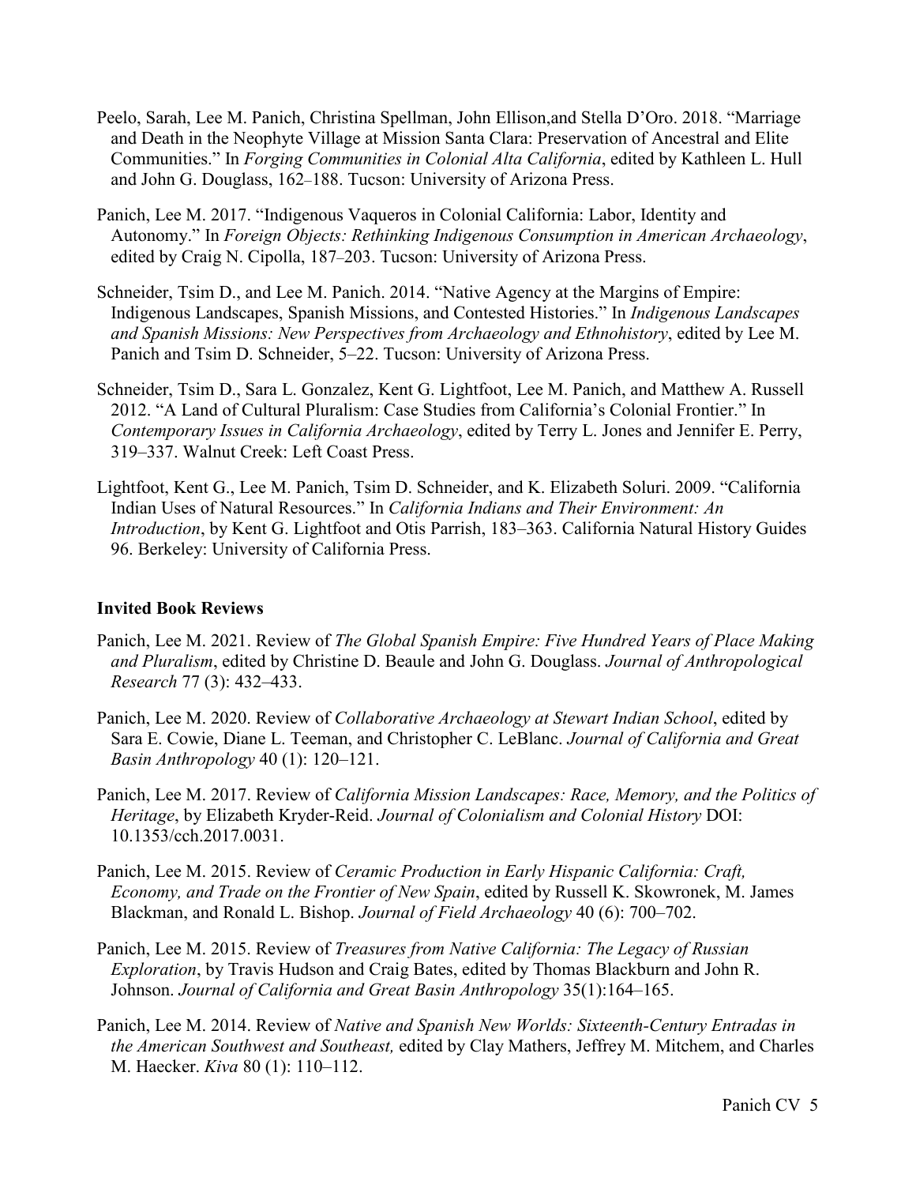Peelo, Sarah, Lee M. Panich, Christina Spellman, John Ellison,and Stella D'Oro. 2018. "Marriage and Death in the Neophyte Village at Mission Santa Clara: Preservation of Ancestral and Elite Communities." In *Forging Communities in Colonial Alta California*, edited by Kathleen L. Hull and John G. Douglass, 162–188. Tucson: University of Arizona Press.

Panich, Lee M. 2017. "Indigenous Vaqueros in Colonial California: Labor, Identity and Autonomy." In *Foreign Objects: Rethinking Indigenous Consumption in American Archaeology*, edited by Craig N. Cipolla, 187–203. Tucson: University of Arizona Press.

Schneider, Tsim D., and Lee M. Panich. 2014. "Native Agency at the Margins of Empire: Indigenous Landscapes, Spanish Missions, and Contested Histories." In *Indigenous Landscapes and Spanish Missions: New Perspectives from Archaeology and Ethnohistory*, edited by Lee M. Panich and Tsim D. Schneider, 5–22. Tucson: University of Arizona Press.

Schneider, Tsim D., Sara L. Gonzalez, Kent G. Lightfoot, Lee M. Panich, and Matthew A. Russell 2012. "A Land of Cultural Pluralism: Case Studies from California's Colonial Frontier." In *Contemporary Issues in California Archaeology*, edited by Terry L. Jones and Jennifer E. Perry, 319–337. Walnut Creek: Left Coast Press.

Lightfoot, Kent G., Lee M. Panich, Tsim D. Schneider, and K. Elizabeth Soluri. 2009. "California Indian Uses of Natural Resources." In *California Indians and Their Environment: An Introduction*, by Kent G. Lightfoot and Otis Parrish, 183–363. California Natural History Guides 96. Berkeley: University of California Press.

**Invited Book Reviews**

Panich, Lee M. 2021. Review of *The Global Spanish Empire: Five Hundred Years of Place Making and Pluralism*, edited by Christine D. Beaule and John G. Douglass. *Journal of Anthropological Research* 77 (3): 432–433.

Panich, Lee M. 2020. Review of *Collaborative Archaeology at Stewart Indian School*, edited by Sara E. Cowie, Diane L. Teeman, and Christopher C. LeBlanc. *Journal of California and Great Basin Anthropology* 40 (1): 120–121.

Panich, Lee M. 2017. Review of *California Mission Landscapes: Race, Memory, and the Politics of Heritage*, by Elizabeth Kryder-Reid. *Journal of Colonialism and Colonial History* DOI: 10.1353/cch.2017.0031.

Panich, Lee M. 2015. Review of *Ceramic Production in Early Hispanic California: Craft, Economy, and Trade on the Frontier of New Spain*, edited by Russell K. Skowronek, M. James Blackman, and Ronald L. Bishop. *Journal of Field Archaeology* 40 (6): 700–702.

Panich, Lee M. 2015. Review of *Treasures from Native California: The Legacy of Russian Exploration*, by Travis Hudson and Craig Bates, edited by Thomas Blackburn and John R. Johnson. *Journal of California and Great Basin Anthropology* 35(1):164–165.

Panich, Lee M. 2014. Review of *Native and Spanish New Worlds: Sixteenth-Century Entradas in the American Southwest and Southeast,* edited by Clay Mathers, Jeffrey M. Mitchem, and Charles M. Haecker. *Kiva* 80 (1): 110–112.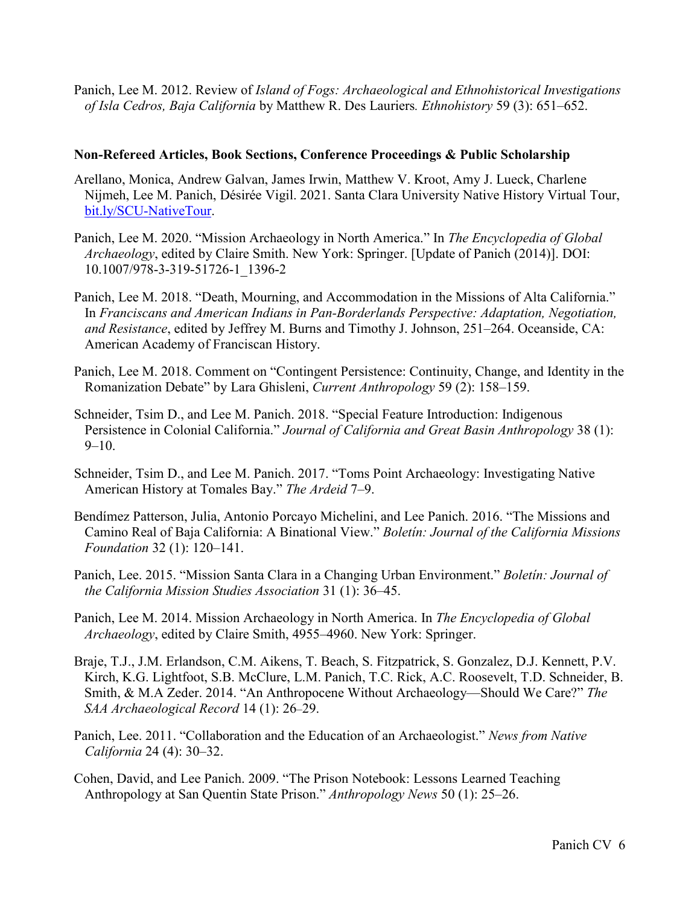Panich, Lee M. 2012. Review of *Island of Fogs: Archaeological and Ethnohistorical Investigations of Isla Cedros, Baja California* by Matthew R. Des Lauriers. *Ethnohistory* 59 (3): 651–652.

**Non-Refereed Articles, Book Sections, Conference Proceedings & Public Scholarship**

Arellano, Monica, Andrew Galvan, James Irwin, Matthew V. Kroot, Amy J. Lueck, Charlene Nijmeh, Lee M. Panich, Désirée Vigil. 2021. Santa Clara University Native History Virtual Tour, [bit.ly/SCU-NativeTour](bit.ly/SCU-NativeTour).

Panich, Lee M. 2020. "Mission Archaeology in North America." In *The Encyclopedia of Global Archaeology*, edited by Claire Smith. New York: Springer. [Update of Panich (2014)]. DOI: 10.1007/978-3-319-51726-1_1396-2

Panich, Lee M. 2018. "Death, Mourning, and Accommodation in the Missions of Alta California." In *Franciscans and American Indians in Pan-Borderlands Perspective: Adaptation, Negotiation, and Resistance*, edited by Jeffrey M. Burns and Timothy J. Johnson, 251–264. Oceanside, CA: American Academy of Franciscan History.

Panich, Lee M. 2018. Comment on "Contingent Persistence: Continuity, Change, and Identity in the Romanization Debate" by Lara Ghisleni, *Current Anthropology* 59 (2): 158–159.

Schneider, Tsim D., and Lee M. Panich. 2018. "Special Feature Introduction: Indigenous Persistence in Colonial California." *Journal of California and Great Basin Anthropology* 38 (1): 9–10.

Schneider, Tsim D., and Lee M. Panich. 2017. "Toms Point Archaeology: Investigating Native American History at Tomales Bay." *The Ardeid* 7–9.

Bendímez Patterson, Julia, Antonio Porcayo Michelini, and Lee Panich. 2016. "The Missions and Camino Real of Baja California: A Binational View." *Boletín: Journal of the California Missions Foundation* 32 (1): 120–141.

Panich, Lee. 2015. "Mission Santa Clara in a Changing Urban Environment." *Boletín: Journal of the California Mission Studies Association* 31 (1): 36–45.

Panich, Lee M. 2014. Mission Archaeology in North America. In *The Encyclopedia of Global Archaeology*, edited by Claire Smith, 4955–4960. New York: Springer.

Braje, T.J., J.M. Erlandson, C.M. Aikens, T. Beach, S. Fitzpatrick, S. Gonzalez, D.J. Kennett, P.V. Kirch, K.G. Lightfoot, S.B. McClure, L.M. Panich, T.C. Rick, A.C. Roosevelt, T.D. Schneider, B. Smith, & M.A Zeder. 2014. "An Anthropocene Without Archaeology—Should We Care?" *The SAA Archaeological Record* 14 (1): 26–29.

Panich, Lee. 2011. "Collaboration and the Education of an Archaeologist." *News from Native California* 24 (4): 30–32.

Cohen, David, and Lee Panich. 2009. "The Prison Notebook: Lessons Learned Teaching Anthropology at San Quentin State Prison." *Anthropology News* 50 (1): 25–26.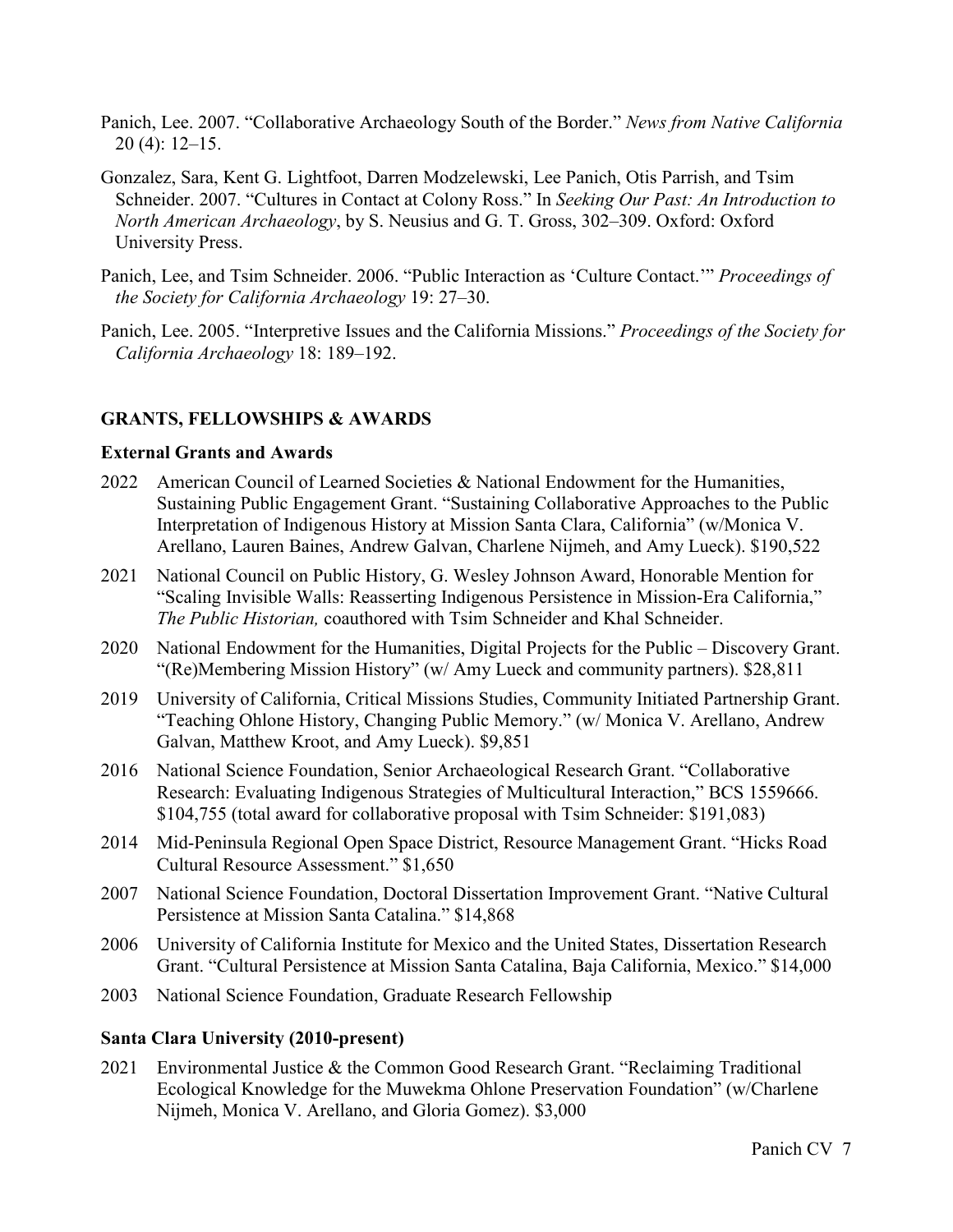Panich, Lee. 2007. "Collaborative Archaeology South of the Border." *News from Native California* 20 (4): 12–15.

Gonzalez, Sara, Kent G. Lightfoot, Darren Modzelewski, Lee Panich, Otis Parrish, and Tsim Schneider. 2007. "Cultures in Contact at Colony Ross." In *Seeking Our Past: An Introduction to North American Archaeology*, by S. Neusius and G. T. Gross, 302–309. Oxford: Oxford University Press.

Panich, Lee, and Tsim Schneider. 2006. "Public Interaction as 'Culture Contact.'" *Proceedings of the Society for California Archaeology* 19: 27–30.

Panich, Lee. 2005. "Interpretive Issues and the California Missions." *Proceedings of the Society for California Archaeology* 18: 189–192.

## GRANTS, FELLOWSHIPS & AWARDS

### External Grants and Awards

2022 American Council of Learned Societies & National Endowment for the Humanities, Sustaining Public Engagement Grant. "Sustaining Collaborative Approaches to the Public Interpretation of Indigenous History at Mission Santa Clara, California" (w/Monica V. Arellano, Lauren Baines, Andrew Galvan, Charlene Nijmeh, and Amy Lueck). $190,522

2021 National Council on Public History, G. Wesley Johnson Award, Honorable Mention for "Scaling Invisible Walls: Reasserting Indigenous Persistence in Mission-Era California," *The Public Historian,* coauthored with Tsim Schneider and Khal Schneider.

2020 National Endowment for the Humanities, Digital Projects for the Public – Discovery Grant. "(Re)Membering Mission History" (w/ Amy Lueck and community partners). $28,811

2019 University of California, Critical Missions Studies, Community Initiated Partnership Grant. "Teaching Ohlone History, Changing Public Memory." (w/ Monica V. Arellano, Andrew Galvan, Matthew Kroot, and Amy Lueck). $9,851

2016 National Science Foundation, Senior Archaeological Research Grant. "Collaborative Research: Evaluating Indigenous Strategies of Multicultural Interaction," BCS 1559666. $104,755 (total award for collaborative proposal with Tsim Schneider: $191,083)

2014 Mid-Peninsula Regional Open Space District, Resource Management Grant. "Hicks Road Cultural Resource Assessment." $1,650

2007 National Science Foundation, Doctoral Dissertation Improvement Grant. "Native Cultural Persistence at Mission Santa Catalina." $14,868

2006 University of California Institute for Mexico and the United States, Dissertation Research Grant. "Cultural Persistence at Mission Santa Catalina, Baja California, Mexico." $14,000

2003 National Science Foundation, Graduate Research Fellowship

### Santa Clara University (2010-present)

2021 Environmental Justice & the Common Good Research Grant. "Reclaiming Traditional Ecological Knowledge for the Muwekma Ohlone Preservation Foundation" (w/Charlene Nijmeh, Monica V. Arellano, and Gloria Gomez). $3,000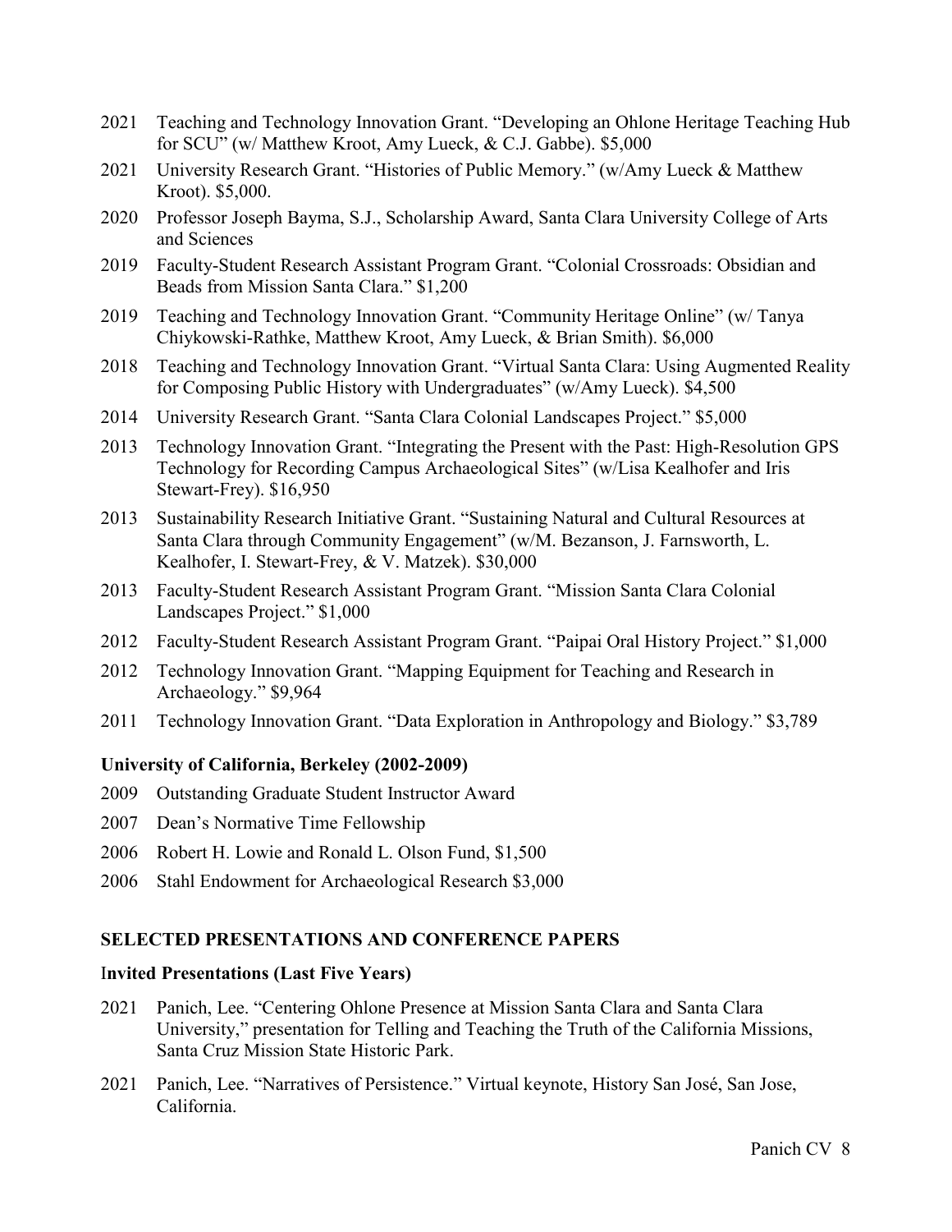2021 Teaching and Technology Innovation Grant. "Developing an Ohlone Heritage Teaching Hub for SCU" (w/ Matthew Kroot, Amy Lueck, & C.J. Gabbe). $5,000

2021 University Research Grant. "Histories of Public Memory." (w/Amy Lueck & Matthew Kroot). $5,000.

2020 Professor Joseph Bayma, S.J., Scholarship Award, Santa Clara University College of Arts and Sciences

2019 Faculty-Student Research Assistant Program Grant. "Colonial Crossroads: Obsidian and Beads from Mission Santa Clara." $1,200

2019 Teaching and Technology Innovation Grant. "Community Heritage Online" (w/ Tanya Chiykowski-Rathke, Matthew Kroot, Amy Lueck, & Brian Smith). $6,000

2018 Teaching and Technology Innovation Grant. "Virtual Santa Clara: Using Augmented Reality for Composing Public History with Undergraduates" (w/Amy Lueck). $4,500

2014 University Research Grant. "Santa Clara Colonial Landscapes Project." $5,000

2013 Technology Innovation Grant. "Integrating the Present with the Past: High-Resolution GPS Technology for Recording Campus Archaeological Sites" (w/Lisa Kealhofer and Iris Stewart-Frey). $16,950

2013 Sustainability Research Initiative Grant. "Sustaining Natural and Cultural Resources at Santa Clara through Community Engagement" (w/M. Bezanson, J. Farnsworth, L. Kealhofer, I. Stewart-Frey, & V. Matzek). $30,000

2013 Faculty-Student Research Assistant Program Grant. "Mission Santa Clara Colonial Landscapes Project." $1,000

2012 Faculty-Student Research Assistant Program Grant. "Paipai Oral History Project." $1,000

2012 Technology Innovation Grant. "Mapping Equipment for Teaching and Research in Archaeology." $9,964

2011 Technology Innovation Grant. "Data Exploration in Anthropology and Biology." $3,789

**University of California, Berkeley (2002-2009)**

2009 Outstanding Graduate Student Instructor Award

2007 Dean's Normative Time Fellowship

2006 Robert H. Lowie and Ronald L. Olson Fund, $1,500

2006 Stahl Endowment for Archaeological Research $3,000

## SELECTED PRESENTATIONS AND CONFERENCE PAPERS

### Invited Presentations (Last Five Years)

2021 Panich, Lee. "Centering Ohlone Presence at Mission Santa Clara and Santa Clara University," presentation for Telling and Teaching the Truth of the California Missions, Santa Cruz Mission State Historic Park.

2021 Panich, Lee. "Narratives of Persistence." Virtual keynote, History San José, San Jose, California.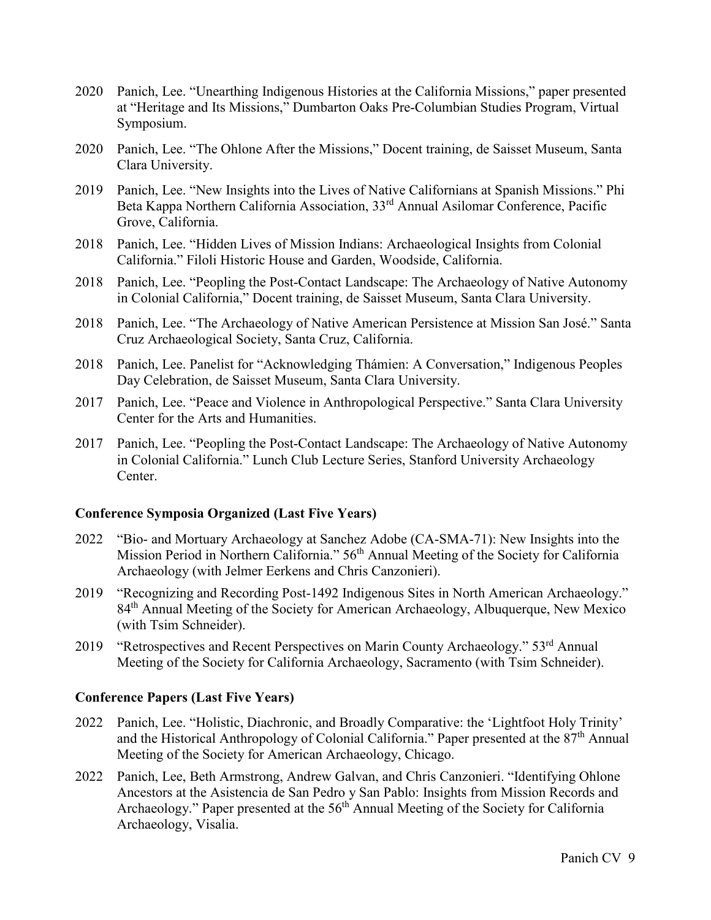2020 Panich, Lee. "Unearthing Indigenous Histories at the California Missions," paper presented at "Heritage and Its Missions," Dumbarton Oaks Pre-Columbian Studies Program, Virtual Symposium.

2020 Panich, Lee. "The Ohlone After the Missions," Docent training, de Saisset Museum, Santa Clara University.

2019 Panich, Lee. "New Insights into the Lives of Native Californians at Spanish Missions." Phi Beta Kappa Northern California Association, 33rd Annual Asilomar Conference, Pacific Grove, California.

2018 Panich, Lee. "Hidden Lives of Mission Indians: Archaeological Insights from Colonial California." Filoli Historic House and Garden, Woodside, California.

2018 Panich, Lee. "Peopling the Post-Contact Landscape: The Archaeology of Native Autonomy in Colonial California," Docent training, de Saisset Museum, Santa Clara University.

2018 Panich, Lee. "The Archaeology of Native American Persistence at Mission San José." Santa Cruz Archaeological Society, Santa Cruz, California.

2018 Panich, Lee. Panelist for "Acknowledging Thámien: A Conversation," Indigenous Peoples Day Celebration, de Saisset Museum, Santa Clara University.

2017 Panich, Lee. "Peace and Violence in Anthropological Perspective." Santa Clara University Center for the Arts and Humanities.

2017 Panich, Lee. "Peopling the Post-Contact Landscape: The Archaeology of Native Autonomy in Colonial California." Lunch Club Lecture Series, Stanford University Archaeology Center.

**Conference Symposia Organized (Last Five Years)**

2022 "Bio- and Mortuary Archaeology at Sanchez Adobe (CA-SMA-71): New Insights into the Mission Period in Northern California." 56th Annual Meeting of the Society for California Archaeology (with Jelmer Eerkens and Chris Canzonieri).

2019 "Recognizing and Recording Post-1492 Indigenous Sites in North American Archaeology." 84th Annual Meeting of the Society for American Archaeology, Albuquerque, New Mexico (with Tsim Schneider).

2019 "Retrospectives and Recent Perspectives on Marin County Archaeology." 53rd Annual Meeting of the Society for California Archaeology, Sacramento (with Tsim Schneider).

**Conference Papers (Last Five Years)**

2022 Panich, Lee. "Holistic, Diachronic, and Broadly Comparative: the 'Lightfoot Holy Trinity' and the Historical Anthropology of Colonial California." Paper presented at the 87th Annual Meeting of the Society for American Archaeology, Chicago.

2022 Panich, Lee, Beth Armstrong, Andrew Galvan, and Chris Canzonieri. "Identifying Ohlone Ancestors at the Asistencia de San Pedro y San Pablo: Insights from Mission Records and Archaeology." Paper presented at the 56th Annual Meeting of the Society for California Archaeology, Visalia.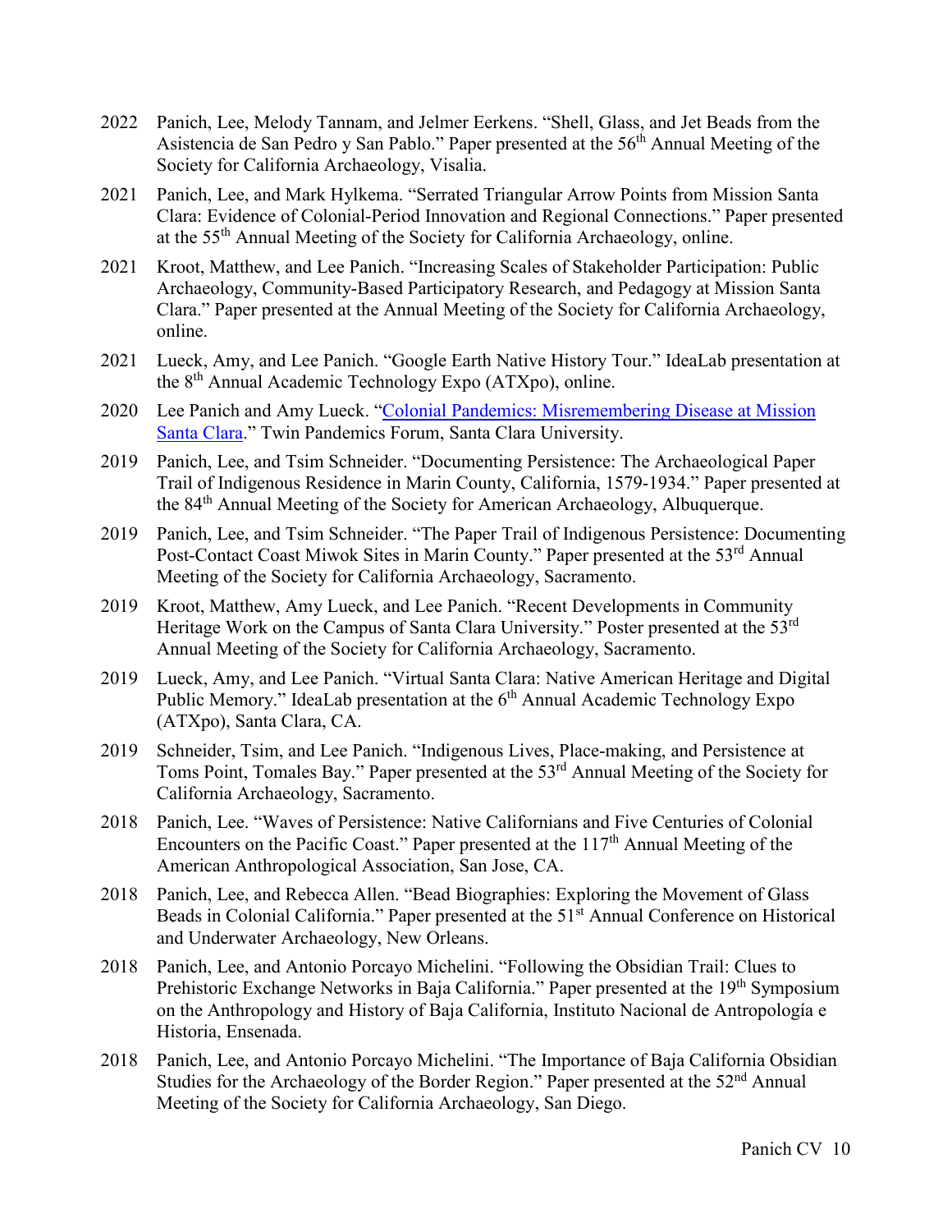2022 Panich, Lee, Melody Tannam, and Jelmer Eerkens. "Shell, Glass, and Jet Beads from the Asistencia de San Pedro y San Pablo." Paper presented at the 56th Annual Meeting of the Society for California Archaeology, Visalia.

2021 Panich, Lee, and Mark Hylkema. "Serrated Triangular Arrow Points from Mission Santa Clara: Evidence of Colonial-Period Innovation and Regional Connections." Paper presented at the 55th Annual Meeting of the Society for California Archaeology, online.

2021 Kroot, Matthew, and Lee Panich. "Increasing Scales of Stakeholder Participation: Public Archaeology, Community-Based Participatory Research, and Pedagogy at Mission Santa Clara." Paper presented at the Annual Meeting of the Society for California Archaeology, online.

2021 Lueck, Amy, and Lee Panich. "Google Earth Native History Tour." IdeaLab presentation at the 8th Annual Academic Technology Expo (ATXpo), online.

2020 Lee Panich and Amy Lueck. "[Colonial Pandemics: Misremembering Disease at Mission Santa Clara]()." Twin Pandemics Forum, Santa Clara University.

2019 Panich, Lee, and Tsim Schneider. "Documenting Persistence: The Archaeological Paper Trail of Indigenous Residence in Marin County, California, 1579-1934." Paper presented at the 84th Annual Meeting of the Society for American Archaeology, Albuquerque.

2019 Panich, Lee, and Tsim Schneider. "The Paper Trail of Indigenous Persistence: Documenting Post-Contact Coast Miwok Sites in Marin County." Paper presented at the 53rd Annual Meeting of the Society for California Archaeology, Sacramento.

2019 Kroot, Matthew, Amy Lueck, and Lee Panich. "Recent Developments in Community Heritage Work on the Campus of Santa Clara University." Poster presented at the 53rd Annual Meeting of the Society for California Archaeology, Sacramento.

2019 Lueck, Amy, and Lee Panich. "Virtual Santa Clara: Native American Heritage and Digital Public Memory." IdeaLab presentation at the 6th Annual Academic Technology Expo (ATXpo), Santa Clara, CA.

2019 Schneider, Tsim, and Lee Panich. "Indigenous Lives, Place-making, and Persistence at Toms Point, Tomales Bay." Paper presented at the 53rd Annual Meeting of the Society for California Archaeology, Sacramento.

2018 Panich, Lee. "Waves of Persistence: Native Californians and Five Centuries of Colonial Encounters on the Pacific Coast." Paper presented at the 117th Annual Meeting of the American Anthropological Association, San Jose, CA.

2018 Panich, Lee, and Rebecca Allen. "Bead Biographies: Exploring the Movement of Glass Beads in Colonial California." Paper presented at the 51st Annual Conference on Historical and Underwater Archaeology, New Orleans.

2018 Panich, Lee, and Antonio Porcayo Michelini. "Following the Obsidian Trail: Clues to Prehistoric Exchange Networks in Baja California." Paper presented at the 19th Symposium on the Anthropology and History of Baja California, Instituto Nacional de Antropología e Historia, Ensenada.

2018 Panich, Lee, and Antonio Porcayo Michelini. "The Importance of Baja California Obsidian Studies for the Archaeology of the Border Region." Paper presented at the 52nd Annual Meeting of the Society for California Archaeology, San Diego.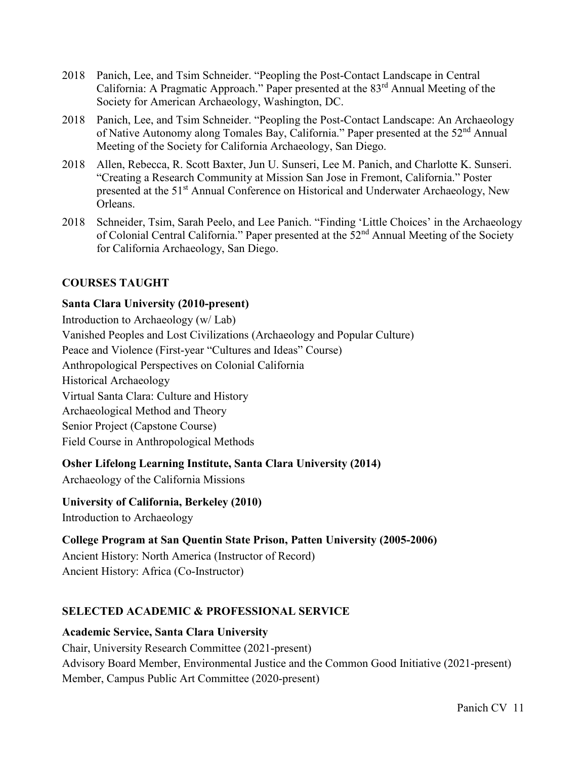2018 Panich, Lee, and Tsim Schneider. "Peopling the Post-Contact Landscape in Central California: A Pragmatic Approach." Paper presented at the 83rd Annual Meeting of the Society for American Archaeology, Washington, DC.

2018 Panich, Lee, and Tsim Schneider. "Peopling the Post-Contact Landscape: An Archaeology of Native Autonomy along Tomales Bay, California." Paper presented at the 52nd Annual Meeting of the Society for California Archaeology, San Diego.

2018 Allen, Rebecca, R. Scott Baxter, Jun U. Sunseri, Lee M. Panich, and Charlotte K. Sunseri. "Creating a Research Community at Mission San Jose in Fremont, California." Poster presented at the 51st Annual Conference on Historical and Underwater Archaeology, New Orleans.

2018 Schneider, Tsim, Sarah Peelo, and Lee Panich. "Finding 'Little Choices' in the Archaeology of Colonial Central California." Paper presented at the 52nd Annual Meeting of the Society for California Archaeology, San Diego.

## COURSES TAUGHT

**Santa Clara University (2010-present)**

Introduction to Archaeology (w/ Lab)
Vanished Peoples and Lost Civilizations (Archaeology and Popular Culture)
Peace and Violence (First-year "Cultures and Ideas" Course)
Anthropological Perspectives on Colonial California
Historical Archaeology
Virtual Santa Clara: Culture and History
Archaeological Method and Theory
Senior Project (Capstone Course)
Field Course in Anthropological Methods

**Osher Lifelong Learning Institute, Santa Clara University (2014)**

Archaeology of the California Missions

**University of California, Berkeley (2010)**

Introduction to Archaeology

**College Program at San Quentin State Prison, Patten University (2005-2006)**

Ancient History: North America (Instructor of Record)
Ancient History: Africa (Co-Instructor)

## SELECTED ACADEMIC & PROFESSIONAL SERVICE

**Academic Service, Santa Clara University**

Chair, University Research Committee (2021-present)
Advisory Board Member, Environmental Justice and the Common Good Initiative (2021-present)
Member, Campus Public Art Committee (2020-present)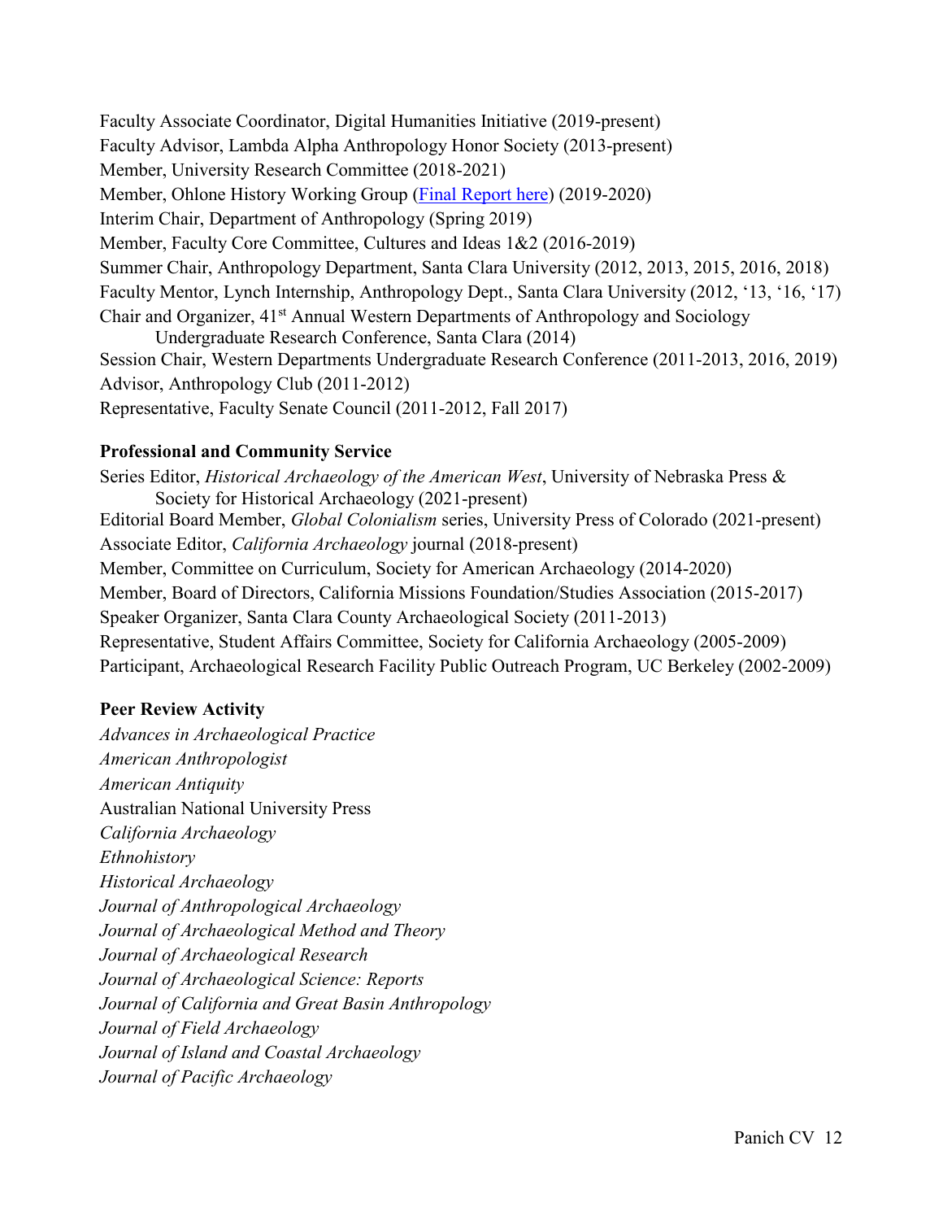Faculty Associate Coordinator, Digital Humanities Initiative (2019-present)
Faculty Advisor, Lambda Alpha Anthropology Honor Society (2013-present)
Member, University Research Committee (2018-2021)
Member, Ohlone History Working Group (Final Report here) (2019-2020)
Interim Chair, Department of Anthropology (Spring 2019)
Member, Faculty Core Committee, Cultures and Ideas 1&2 (2016-2019)
Summer Chair, Anthropology Department, Santa Clara University (2012, 2013, 2015, 2016, 2018)
Faculty Mentor, Lynch Internship, Anthropology Dept., Santa Clara University (2012, '13, '16, '17)
Chair and Organizer, 41st Annual Western Departments of Anthropology and Sociology Undergraduate Research Conference, Santa Clara (2014)
Session Chair, Western Departments Undergraduate Research Conference (2011-2013, 2016, 2019)
Advisor, Anthropology Club (2011-2012)
Representative, Faculty Senate Council (2011-2012, Fall 2017)

**Professional and Community Service**

Series Editor, *Historical Archaeology of the American West*, University of Nebraska Press & Society for Historical Archaeology (2021-present)
Editorial Board Member, *Global Colonialism* series, University Press of Colorado (2021-present)
Associate Editor, *California Archaeology* journal (2018-present)
Member, Committee on Curriculum, Society for American Archaeology (2014-2020)
Member, Board of Directors, California Missions Foundation/Studies Association (2015-2017)
Speaker Organizer, Santa Clara County Archaeological Society (2011-2013)
Representative, Student Affairs Committee, Society for California Archaeology (2005-2009)
Participant, Archaeological Research Facility Public Outreach Program, UC Berkeley (2002-2009)

**Peer Review Activity**

*Advances in Archaeological Practice*
*American Anthropologist*
*American Antiquity*
Australian National University Press
*California Archaeology*
*Ethnohistory*
*Historical Archaeology*
*Journal of Anthropological Archaeology*
*Journal of Archaeological Method and Theory*
*Journal of Archaeological Research*
*Journal of Archaeological Science: Reports*
*Journal of California and Great Basin Anthropology*
*Journal of Field Archaeology*
*Journal of Island and Coastal Archaeology*
*Journal of Pacific Archaeology*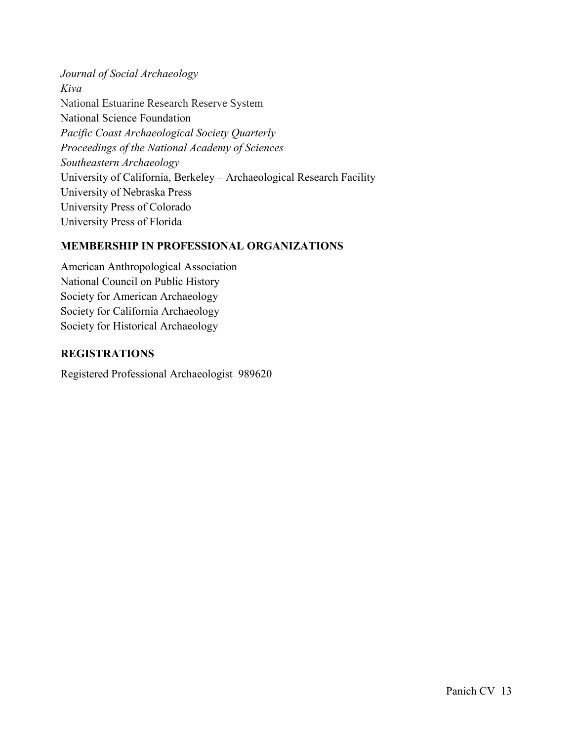*Journal of Social Archaeology*
*Kiva*
National Estuarine Research Reserve System
National Science Foundation
*Pacific Coast Archaeological Society Quarterly*
*Proceedings of the National Academy of Sciences*
*Southeastern Archaeology*
University of California, Berkeley – Archaeological Research Facility
University of Nebraska Press
University Press of Colorado
University Press of Florida

## MEMBERSHIP IN PROFESSIONAL ORGANIZATIONS

American Anthropological Association
National Council on Public History
Society for American Archaeology
Society for California Archaeology
Society for Historical Archaeology

## REGISTRATIONS

Registered Professional Archaeologist 989620